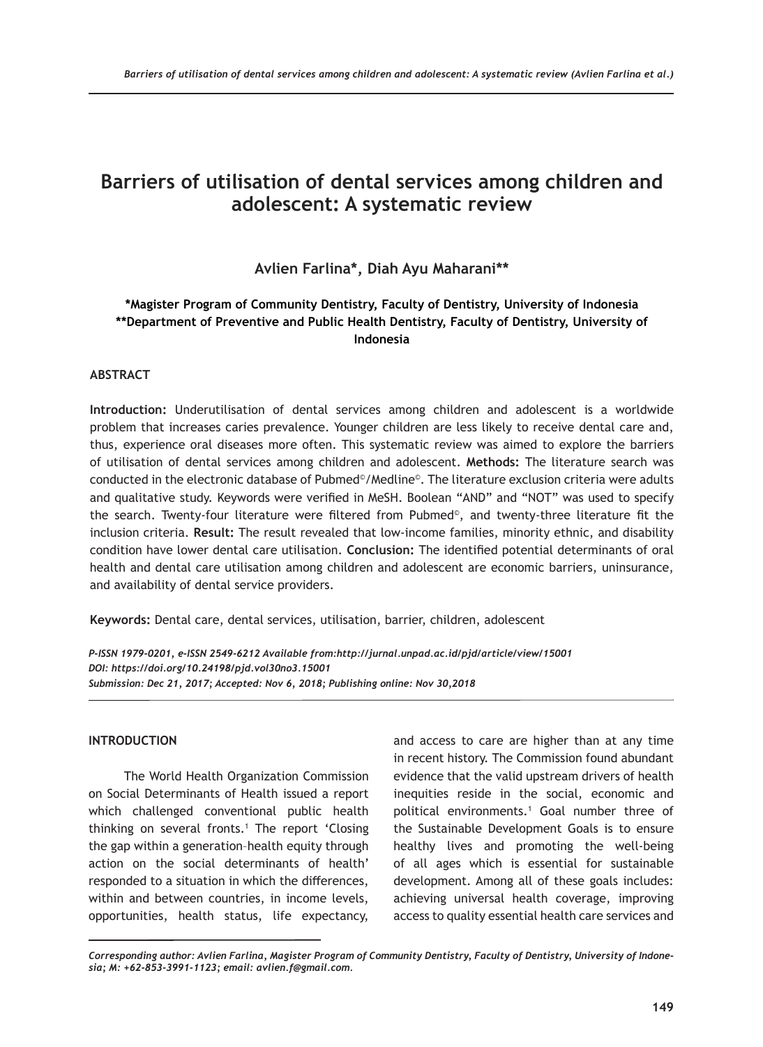# Barriers of utilisation of dental services among children and adolescent: A systematic review

**Avlien Farlina\*, Diah Ayu Maharani\*\***

**\*Magister Program of Community Dentistry, Faculty of Dentistry, University of Indonesia**
**\*\*Department of Preventive and Public Health Dentistry, Faculty of Dentistry, University of Indonesia**

## ABSTRACT

**Introduction:** Underutilisation of dental services among children and adolescent is a worldwide problem that increases caries prevalence. Younger children are less likely to receive dental care and, thus, experience oral diseases more often. This systematic review was aimed to explore the barriers of utilisation of dental services among children and adolescent. **Methods:** The literature search was conducted in the electronic database of Pubmed©/Medline©. The literature exclusion criteria were adults and qualitative study. Keywords were verified in MeSH. Boolean "AND" and "NOT" was used to specify the search. Twenty-four literature were filtered from Pubmed©, and twenty-three literature fit the inclusion criteria. **Result:** The result revealed that low-income families, minority ethnic, and disability condition have lower dental care utilisation. **Conclusion:** The identified potential determinants of oral health and dental care utilisation among children and adolescent are economic barriers, uninsurance, and availability of dental service providers.

**Keywords:** Dental care, dental services, utilisation, barrier, children, adolescent

*P-ISSN 1979-0201, e-ISSN 2549-6212 Available from:http://jurnal.unpad.ac.id/pjd/article/view/15001*
*DOI: https://doi.org/10.24198/pjd.vol30no3.15001*
*Submission: Dec 21, 2017; Accepted: Nov 6, 2018; Publishing online: Nov 30,2018*

## INTRODUCTION

The World Health Organization Commission on Social Determinants of Health issued a report which challenged conventional public health thinking on several fronts.[1] The report 'Closing the gap within a generation–health equity through action on the social determinants of health' responded to a situation in which the differences, within and between countries, in income levels, opportunities, health status, life expectancy, and access to care are higher than at any time in recent history. The Commission found abundant evidence that the valid upstream drivers of health inequities reside in the social, economic and political environments.[1] Goal number three of the Sustainable Development Goals is to ensure healthy lives and promoting the well-being of all ages which is essential for sustainable development. Among all of these goals includes: achieving universal health coverage, improving access to quality essential health care services and

*Corresponding author: Avlien Farlina, Magister Program of Community Dentistry, Faculty of Dentistry, University of Indonesia; M: +62-853-3991-1123; email: avlien.f@gmail.com.*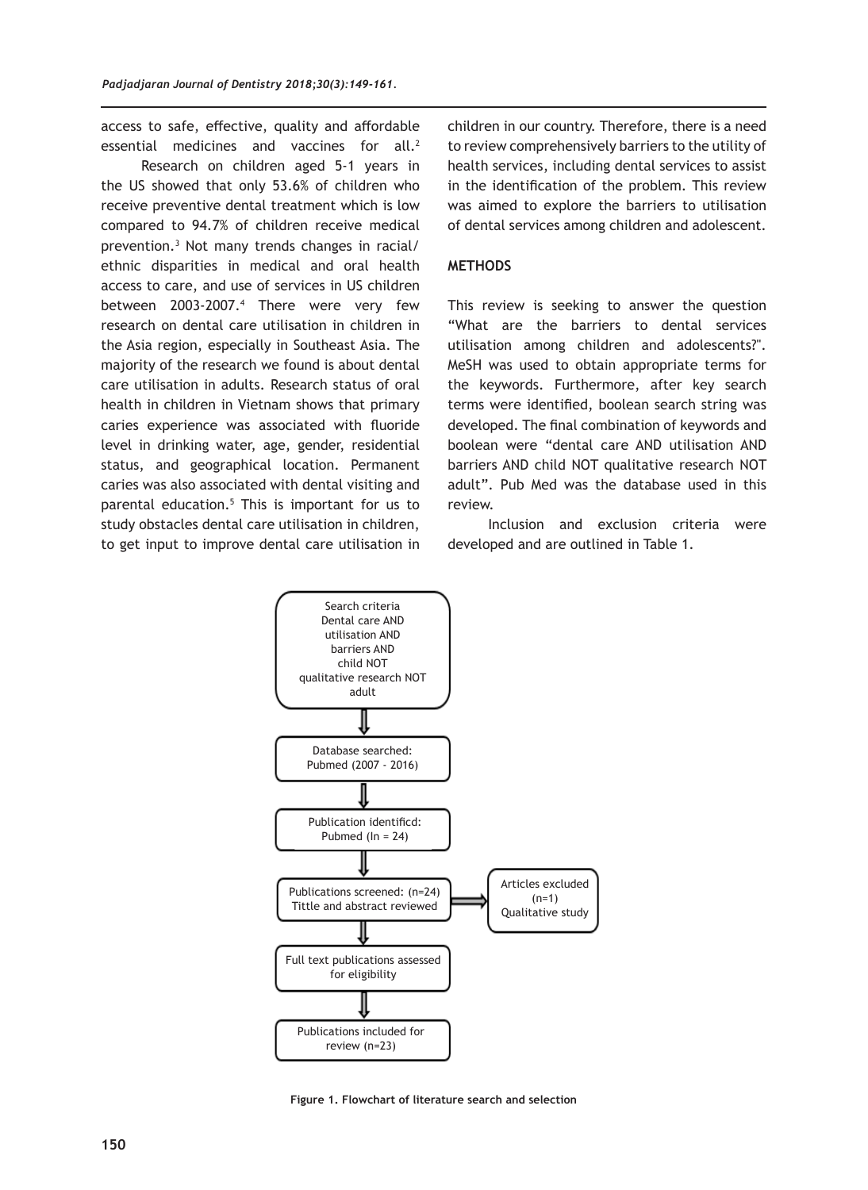access to safe, effective, quality and affordable essential medicines and vaccines for all.[2]

Research on children aged 5-1 years in the US showed that only 53.6% of children who receive preventive dental treatment which is low compared to 94.7% of children receive medical prevention.[3] Not many trends changes in racial/ ethnic disparities in medical and oral health access to care, and use of services in US children between 2003-2007.[4] There were very few research on dental care utilisation in children in the Asia region, especially in Southeast Asia. The majority of the research we found is about dental care utilisation in adults. Research status of oral health in children in Vietnam shows that primary caries experience was associated with fluoride level in drinking water, age, gender, residential status, and geographical location. Permanent caries was also associated with dental visiting and parental education.[5] This is important for us to study obstacles dental care utilisation in children, to get input to improve dental care utilisation in children in our country. Therefore, there is a need to review comprehensively barriers to the utility of health services, including dental services to assist in the identification of the problem. This review was aimed to explore the barriers to utilisation of dental services among children and adolescent.

## METHODS

This review is seeking to answer the question "What are the barriers to dental services utilisation among children and adolescents?". MeSH was used to obtain appropriate terms for the keywords. Furthermore, after key search terms were identified, boolean search string was developed. The final combination of keywords and boolean were "dental care AND utilisation AND barriers AND child NOT qualitative research NOT adult". Pub Med was the database used in this review.

Inclusion and exclusion criteria were developed and are outlined in Table 1.

Search criteria
Dental care AND
utilisation AND
barriers AND
child NOT
qualitative research NOT
adult

Database searched:
Pubmed (2007 - 2016)

Publication identificd:
Pubmed (In = 24)

Publications screened: (n=24)
Tittle and abstract reviewed

Articles excluded
(n=1)
Qualitative study

Full text publications assessed for eligibility

Publications included for review (n=23)

**Figure 1. Flowchart of literature search and selection**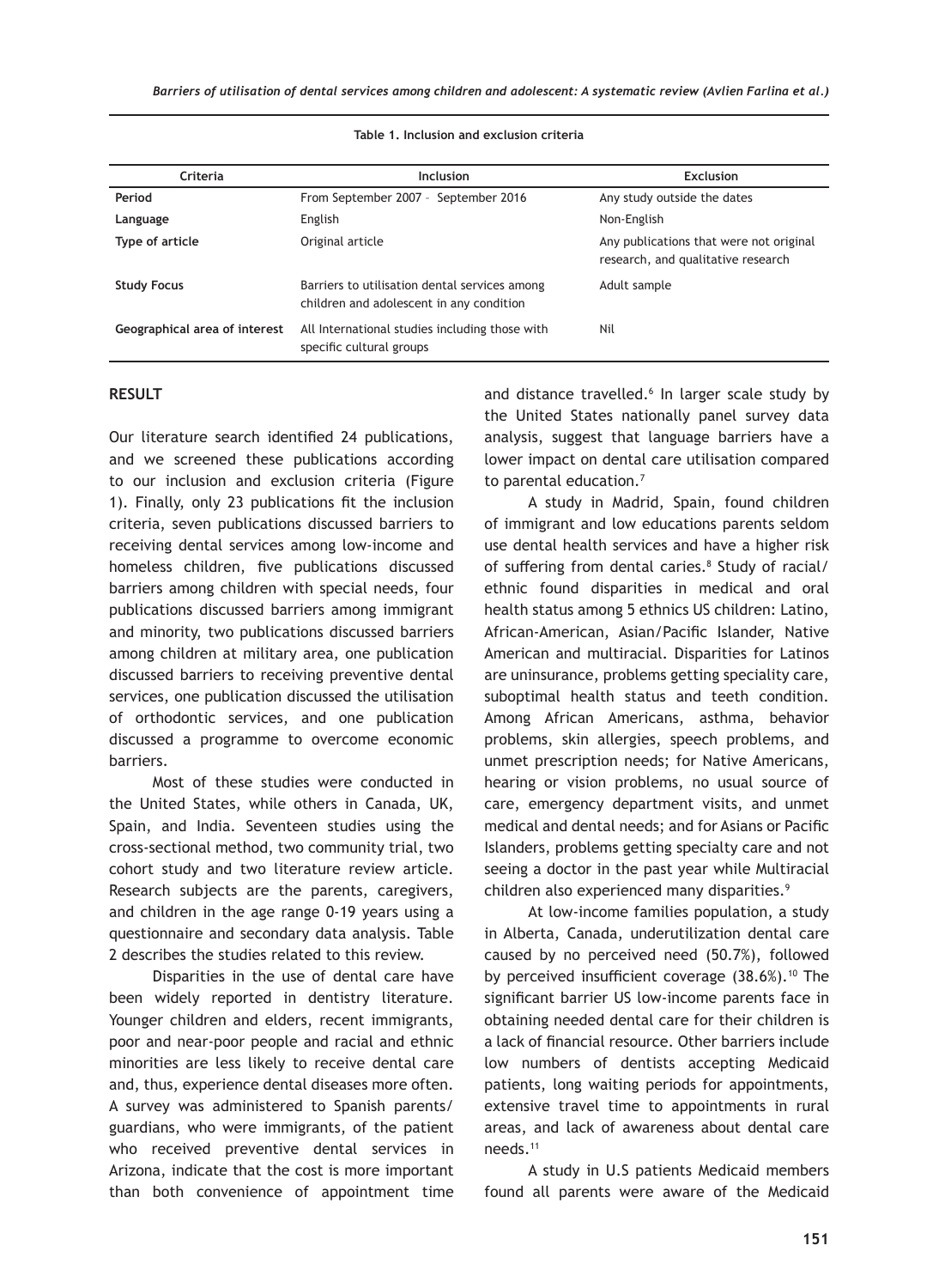**Table 1. Inclusion and exclusion criteria**

| Criteria | Inclusion | Exclusion |
|---|---|---|
| **Period** | From September 2007 – September 2016 | Any study outside the dates |
| **Language** | English | Non-English |
| **Type of article** | Original article | Any publications that were not original research, and qualitative research |
| **Study Focus** | Barriers to utilisation dental services among children and adolescent in any condition | Adult sample |
| **Geographical area of interest** | All International studies including those with specific cultural groups | Nil |

## RESULT

Our literature search identified 24 publications, and we screened these publications according to our inclusion and exclusion criteria (Figure 1). Finally, only 23 publications fit the inclusion criteria, seven publications discussed barriers to receiving dental services among low-income and homeless children, five publications discussed barriers among children with special needs, four publications discussed barriers among immigrant and minority, two publications discussed barriers among children at military area, one publication discussed barriers to receiving preventive dental services, one publication discussed the utilisation of orthodontic services, and one publication discussed a programme to overcome economic barriers.

Most of these studies were conducted in the United States, while others in Canada, UK, Spain, and India. Seventeen studies using the cross-sectional method, two community trial, two cohort study and two literature review article. Research subjects are the parents, caregivers, and children in the age range 0-19 years using a questionnaire and secondary data analysis. Table 2 describes the studies related to this review.

Disparities in the use of dental care have been widely reported in dentistry literature. Younger children and elders, recent immigrants, poor and near-poor people and racial and ethnic minorities are less likely to receive dental care and, thus, experience dental diseases more often. A survey was administered to Spanish parents/guardians, who were immigrants, of the patient who received preventive dental services in Arizona, indicate that the cost is more important than both convenience of appointment time and distance travelled.[6] In larger scale study by the United States nationally panel survey data analysis, suggest that language barriers have a lower impact on dental care utilisation compared to parental education.[7]

A study in Madrid, Spain, found children of immigrant and low educations parents seldom use dental health services and have a higher risk of suffering from dental caries.[8] Study of racial/ethnic found disparities in medical and oral health status among 5 ethnics US children: Latino, African-American, Asian/Pacific Islander, Native American and multiracial. Disparities for Latinos are uninsurance, problems getting speciality care, suboptimal health status and teeth condition. Among African Americans, asthma, behavior problems, skin allergies, speech problems, and unmet prescription needs; for Native Americans, hearing or vision problems, no usual source of care, emergency department visits, and unmet medical and dental needs; and for Asians or Pacific Islanders, problems getting specialty care and not seeing a doctor in the past year while Multiracial children also experienced many disparities.[9]

At low-income families population, a study in Alberta, Canada, underutilization dental care caused by no perceived need (50.7%), followed by perceived insufficient coverage (38.6%).[10] The significant barrier US low-income parents face in obtaining needed dental care for their children is a lack of financial resource. Other barriers include low numbers of dentists accepting Medicaid patients, long waiting periods for appointments, extensive travel time to appointments in rural areas, and lack of awareness about dental care needs.[11]

A study in U.S patients Medicaid members found all parents were aware of the Medicaid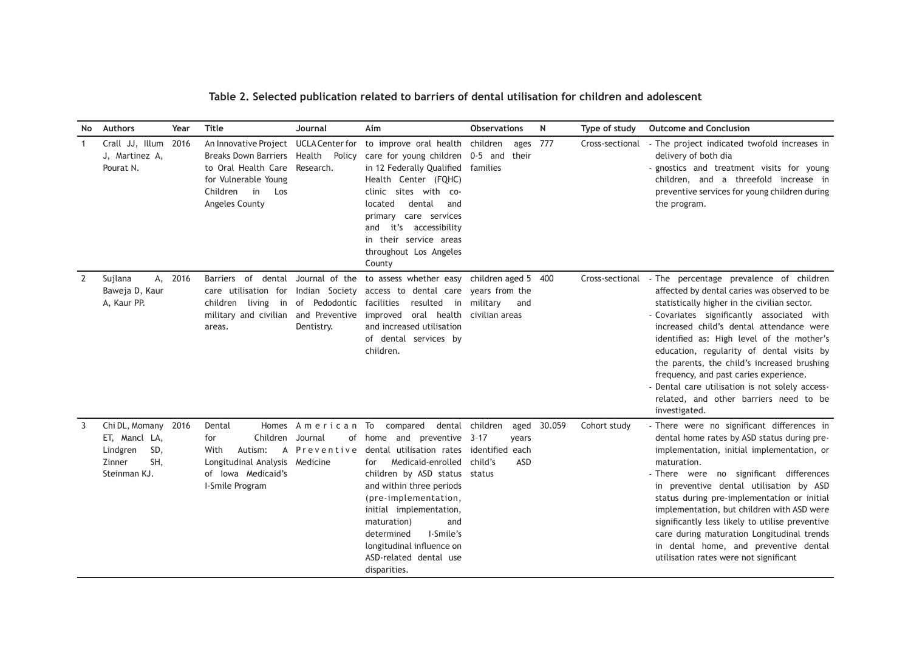**Table 2. Selected publication related to barriers of dental utilisation for children and adolescent**

| No | Authors | Year | Title | Journal | Aim | Observations | N | Type of study | Outcome and Conclusion |
|---|---|---|---|---|---|---|---|---|---|
| 1 | Crall JJ, Illum J, Martinez A, Pourat N. | 2016 | An Innovative Project Breaks Down Barriers to Oral Health Care for Vulnerable Young Children in Los Angeles County | UCLA Center for Health Policy Research. | to improve oral health care for young children in 12 Federally Qualified Health Center (FQHC) clinic sites with co-located dental and primary care services and it's accessibility in their service areas throughout Los Angeles County | children ages 0-5 and their families | 777 | Cross-sectional | - The project indicated twofold increases in delivery of both dia<br>- gnostics and treatment visits for young children, and a threefold increase in preventive services for young children during the program. |
| 2 | Sujlana A, Baweja D, Kaur A, Kaur PP. | 2016 | Barriers of dental care utilisation for children living in military and civilian areas. | Journal of the Indian Society of Pedodontic and Preventive Dentistry. | to assess whether easy access to dental care facilities resulted in improved oral health and increased utilisation of dental services by children. | children aged 5 years from the military and civilian areas | 400 | Cross-sectional | - The percentage prevalence of children affected by dental caries was observed to be statistically higher in the civilian sector.<br>- Covariates significantly associated with increased child's dental attendance were identified as: High level of the mother's education, regularity of dental visits by the parents, the child's increased brushing frequency, and past caries experience.<br>- Dental care utilisation is not solely access-related, and other barriers need to be investigated. |
| 3 | Chi DL, Momany ET, Mancl LA, Lindgren SD, Zinner SH, Steinman KJ. | 2016 | Dental Homes for Children With Autism: A Longitudinal Analysis of Iowa Medicaid's I-Smile Program | American Journal of Preventive Medicine | To compared dental home and preventive dental utilisation rates for Medicaid-enrolled children by ASD status and within three periods (pre-implementation, initial implementation, maturation) and determined I-Smile's longitudinal influence on ASD-related dental use disparities. | children aged 3–17 years identified each child's ASD status | 30.059 | Cohort study | - There were no significant differences in dental home rates by ASD status during pre-implementation, initial implementation, or maturation.<br>- There were no significant differences in preventive dental utilisation by ASD status during pre-implementation or initial implementation, but children with ASD were significantly less likely to utilise preventive care during maturation Longitudinal trends in dental home, and preventive dental utilisation rates were not significant |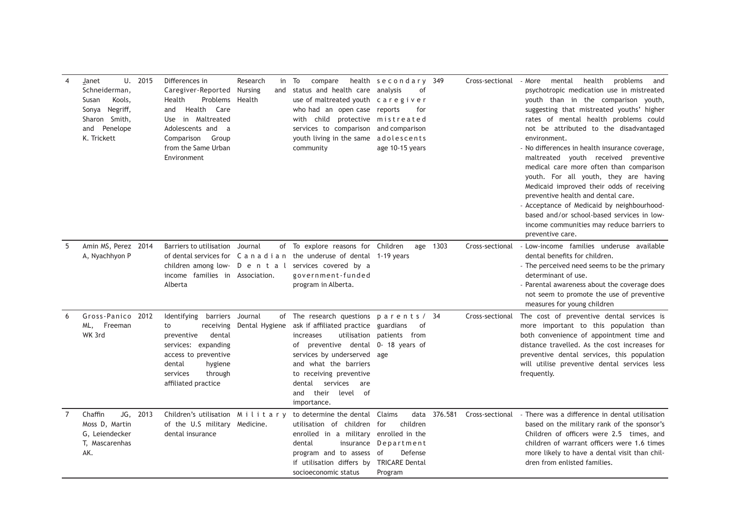| 4 | Janet U. Schneiderman, Susan Kools, Sonya Negriff, Sharon Smith, and Penelope K. Trickett | 2015 | Differences in Caregiver-Reported Health Problems and Health Care Use in Maltreated Adolescents and a Comparison Group from the Same Urban Environment | Research in Nursing and Health | To compare health status and health care use of maltreated youth who had an open case with child protective services to comparison youth living in the same community | secondary analysis of caregiver reports for mistreated and comparison adolescents age 10-15 years | 349 | Cross-sectional | - More mental health problems and psychotropic medication use in mistreated youth than in the comparison youth, suggesting that mistreated youths' higher rates of mental health problems could not be attributed to the disadvantaged environment.<br>- No differences in health insurance coverage, maltreated youth received preventive medical care more often than comparison youth. For all youth, they are having Medicaid improved their odds of receiving preventive health and dental care.<br>- Acceptance of Medicaid by neighbourhood-based and/or school-based services in low-income communities may reduce barriers to preventive care. |
|---|---|---|---|---|---|---|---|---|---|
| 5 | Amin MS, Perez A, Nyachhyon P | 2014 | Barriers to utilisation of dental services for children among low-income families in Alberta | Journal of Canadian Dental Association. | To explore reasons for the underuse of dental services covered by a government-funded program in Alberta. | Children age 1-19 years | 1303 | Cross-sectional | - Low-income families underuse available dental benefits for children.<br>- The perceived need seems to be the primary determinant of use.<br>- Parental awareness about the coverage does not seem to promote the use of preventive measures for young children |
| 6 | Gross-Panico ML, Freeman WK 3rd | 2012 | Identifying barriers to receiving preventive dental services: expanding access to preventive dental hygiene services through affiliated practice | Journal of Dental Hygiene | The research questions ask if affiliated practice increases utilisation of preventive dental services by underserved and what the barriers to receiving preventive dental services are and their level of importance. | parents / guardians of patients from 0- 18 years of age | 34 | Cross-sectional | The cost of preventive dental services is more important to this population than both convenience of appointment time and distance travelled. As the cost increases for preventive dental services, this population will utilise preventive dental services less frequently. |
| 7 | Chaffin JG, Moss D, Martin G, Leiendecker T, Mascarenhas AK. | 2013 | Children's utilisation of the U.S military dental insurance | Military Medicine. | to determine the dental utilisation of children enrolled in a military dental insurance program and to assess if utilisation differs by socioeconomic status | Claims data for children enrolled in the Department of Defense TRICARE Dental Program | 376.581 | Cross-sectional | - There was a difference in dental utilisation based on the military rank of the sponsor's Children of officers were 2.5 times, and children of warrant officers were 1.6 times more likely to have a dental visit than children from enlisted families. |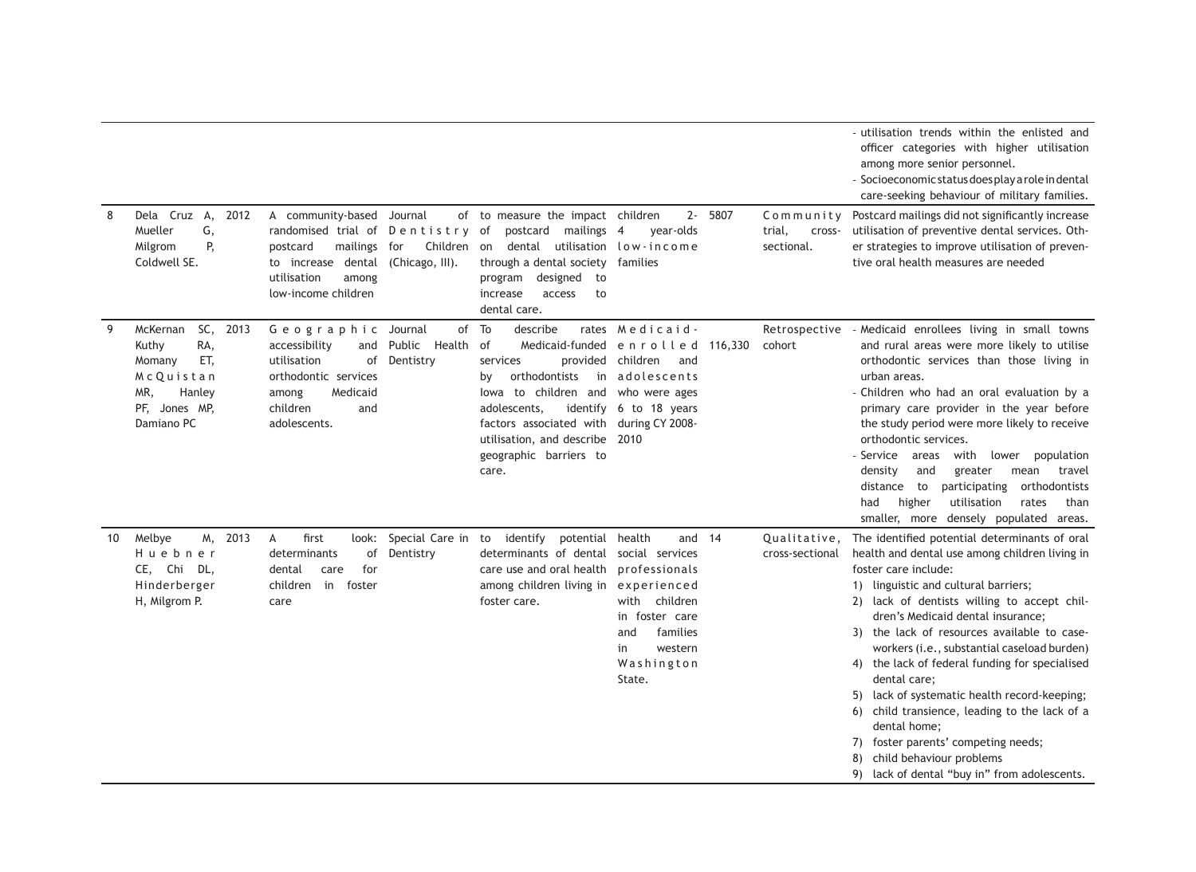| | | | | | | | | | |
|---|---|---|---|---|---|---|---|---|---|
| | | | | | | | | | - utilisation trends within the enlisted and officer categories with higher utilisation among more senior personnel.<br>- Socioeconomic status does play a role in dental care-seeking behaviour of military families. |
| 8 | Dela Cruz A, Mueller G, Milgrom P, Coldwell SE. | 2012 | A community-based randomised trial of postcard mailings to increase dental utilisation among low-income children | Journal of Dentistry for Children (Chicago, Ill). | to measure the impact of postcard mailings on dental utilisation through a dental society program designed to increase access to dental care. | children 2-4 year-olds low-income families | 5807 | Community trial, cross-sectional. | Postcard mailings did not significantly increase utilisation of preventive dental services. Other strategies to improve utilisation of preventive oral health measures are needed |
| 9 | McKernan SC, Kuthy RA, Momany ET, McQuistan MR, Hanley PF, Jones MP, Damiano PC | 2013 | Geographic accessibility and utilisation of orthodontic services among Medicaid children and adolescents. | Journal of Public Health Dentistry | To describe rates of Medicaid-funded services provided by orthodontists in Iowa to children and adolescents, identify factors associated with utilisation, and describe geographic barriers to care. | Medicaid-enrolled children and adolescents who were ages 6 to 18 years during CY 2008-2010 | 116,330 | Retrospective cohort | - Medicaid enrollees living in small towns and rural areas were more likely to utilise orthodontic services than those living in urban areas.<br>- Children who had an oral evaluation by a primary care provider in the year before the study period were more likely to receive orthodontic services.<br>- Service areas with lower population density and greater mean travel distance to participating orthodontists had higher utilisation rates than smaller, more densely populated areas. |
| 10 | Melbye M, Huebner CE, Chi DL, Hinderberger H, Milgrom P. | 2013 | A first look: determinants of dental care for children in foster care | Special Care in Dentistry | to identify potential determinants of dental care use and oral health among children living in foster care. | health and social services professionals experienced with children in foster care and families in western Washington State. | 14 | Qualitative, cross-sectional | The identified potential determinants of oral health and dental use among children living in foster care include:<br>1) linguistic and cultural barriers;<br>2) lack of dentists willing to accept children's Medicaid dental insurance;<br>3) the lack of resources available to caseworkers (i.e., substantial caseload burden)<br>4) the lack of federal funding for specialised dental care;<br>5) lack of systematic health record-keeping;<br>6) child transience, leading to the lack of a dental home;<br>7) foster parents' competing needs;<br>8) child behaviour problems<br>9) lack of dental "buy in" from adolescents. |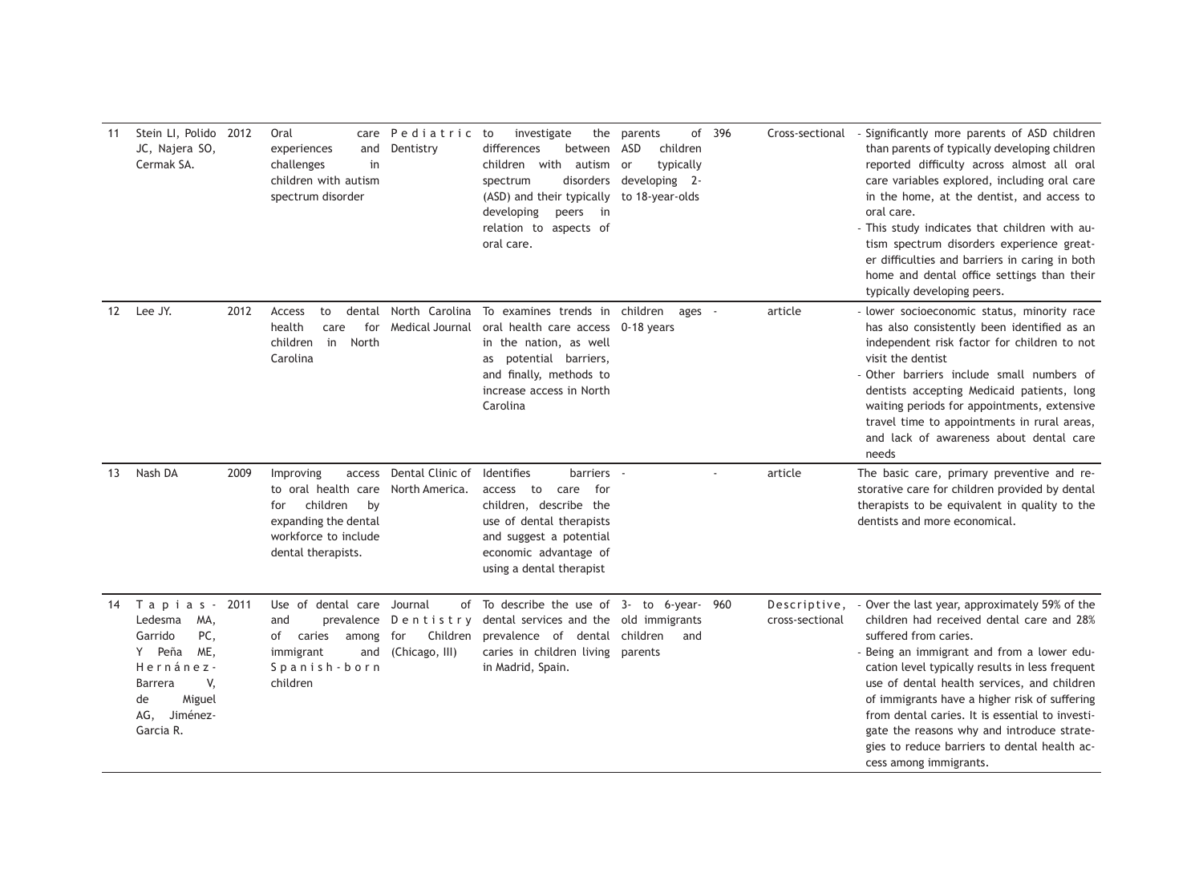| 11 | Stein LI, Polido JC, Najera SO, Cermak SA. | 2012 | Oral care experiences and challenges in children with autism spectrum disorder | Pediatric Dentistry | to investigate the differences between children with autism spectrum disorders (ASD) and their typically developing peers in relation to aspects of oral care. | parents of ASD children or typically developing 2- to 18-year-olds | 396 | Cross-sectional | - Significantly more parents of ASD children than parents of typically developing children reported difficulty across almost all oral care variables explored, including oral care in the home, at the dentist, and access to oral care.<br>- This study indicates that children with autism spectrum disorders experience greater difficulties and barriers in caring in both home and dental office settings than their typically developing peers. |
|---|---|---|---|---|---|---|---|---|---|
| 12 | Lee JY. | 2012 | Access to dental health care for children in North Carolina | North Carolina Medical Journal | To examines trends in oral health care access in the nation, as well as potential barriers, and finally, methods to increase access in North Carolina | children ages 0-18 years | - | article | - lower socioeconomic status, minority race has also consistently been identified as an independent risk factor for children to not visit the dentist<br>- Other barriers include small numbers of dentists accepting Medicaid patients, long waiting periods for appointments, extensive travel time to appointments in rural areas, and lack of awareness about dental care needs |
| 13 | Nash DA | 2009 | Improving access to oral health care for children by expanding the dental workforce to include dental therapists. | Dental Clinic of North America. | Identifies barriers access to care for children, describe the use of dental therapists and suggest a potential economic advantage of using a dental therapist | - | - | article | The basic care, primary preventive and restorative care for children provided by dental therapists to be equivalent in quality to the dentists and more economical. |
| 14 | Tapias-Ledesma MA, Garrido PC, Y Peña ME, Hernánez-Barrera V, de Miguel AG, Jiménez-Garcia R. | 2011 | Use of dental care and prevalence of caries among immigrant and Spanish-born children | Journal of Dentistry for Children (Chicago, Ill) | To describe the use of dental services and the prevalence of dental caries in children living in Madrid, Spain. | 3- to 6-year-old immigrants children and parents | 960 | Descriptive, cross-sectional | - Over the last year, approximately 59% of the children had received dental care and 28% suffered from caries.<br>- Being an immigrant and from a lower education level typically results in less frequent use of dental health services, and children of immigrants have a higher risk of suffering from dental caries. It is essential to investigate the reasons why and introduce strategies to reduce barriers to dental health access among immigrants. |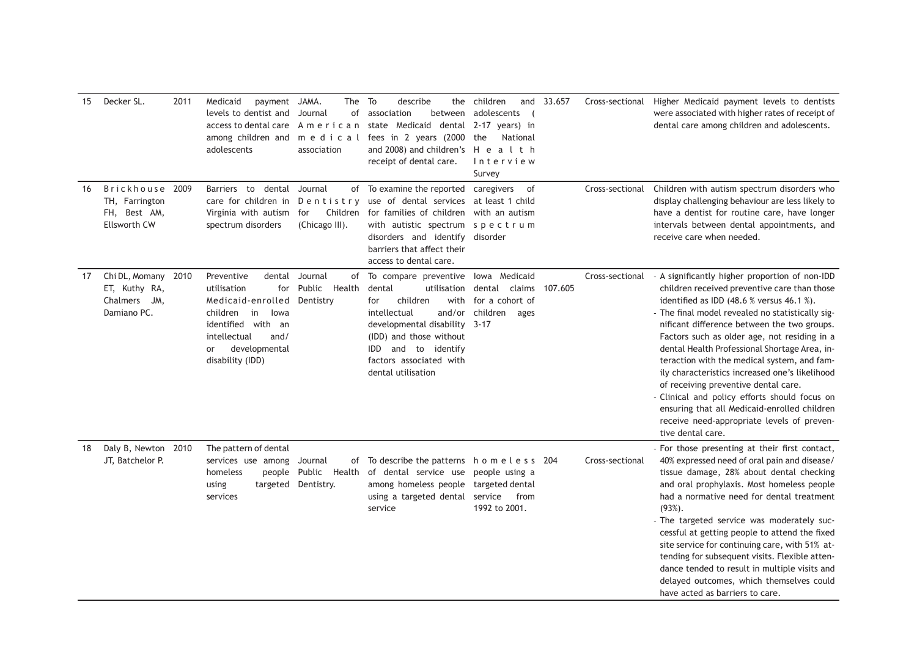| 15 | Decker SL. | 2011 | Medicaid payment levels to dentist and access to dental care among children and adolescents | JAMA. The Journal of American medical association | To describe the association between state Medicaid dental fees in 2 years (2000 and 2008) and children's receipt of dental care. | children and adolescents (2-17 years) in the National Health Interview Survey | 33.657 | Cross-sectional | Higher Medicaid payment levels to dentists were associated with higher rates of receipt of dental care among children and adolescents. |
|---|---|---|---|---|---|---|---|---|---|
| 16 | Brickhouse TH, Farrington FH, Best AM, Ellsworth CW | 2009 | Barriers to dental care for children in Virginia with autism spectrum disorders | Journal of Dentistry for Children (Chicago Ill). | To examine the reported use of dental services for families of children with autistic spectrum disorders and identify barriers that affect their access to dental care. | caregivers of at least 1 child with an autism spectrum disorder | | Cross-sectional | Children with autism spectrum disorders who display challenging behaviour are less likely to have a dentist for routine care, have longer intervals between dental appointments, and receive care when needed. |
| 17 | Chi DL, Momany ET, Kuthy RA, Chalmers JM, Damiano PC. | 2010 | Preventive dental utilisation for Medicaid-enrolled children in Iowa identified with an intellectual and/or developmental disability (IDD) | Journal of Public Health Dentistry | To compare preventive dental utilisation for children with intellectual and/or developmental disability (IDD) and those without IDD and to identify factors associated with dental utilisation | Iowa Medicaid dental claims for a cohort of children ages 3-17 | 107.605 | Cross-sectional | - A significantly higher proportion of non-IDD children received preventive care than those identified as IDD (48.6 % versus 46.1 %).<br>- The final model revealed no statistically significant difference between the two groups. Factors such as older age, not residing in a dental Health Professional Shortage Area, interaction with the medical system, and family characteristics increased one's likelihood of receiving preventive dental care.<br>- Clinical and policy efforts should focus on ensuring that all Medicaid-enrolled children receive need-appropriate levels of preventive dental care. |
| 18 | Daly B, Newton JT, Batchelor P. | 2010 | The pattern of dental services use among homeless people using targeted services | Journal of Public Health Dentistry. | To describe the patterns of dental service use among homeless people using a targeted dental service | homeless people using a targeted dental service from 1992 to 2001. | 204 | Cross-sectional | - For those presenting at their first contact, 40% expressed need of oral pain and disease/tissue damage, 28% about dental checking and oral prophylaxis. Most homeless people had a normative need for dental treatment (93%).<br>- The targeted service was moderately successful at getting people to attend the fixed site service for continuing care, with 51% attending for subsequent visits. Flexible attendance tended to result in multiple visits and delayed outcomes, which themselves could have acted as barriers to care. |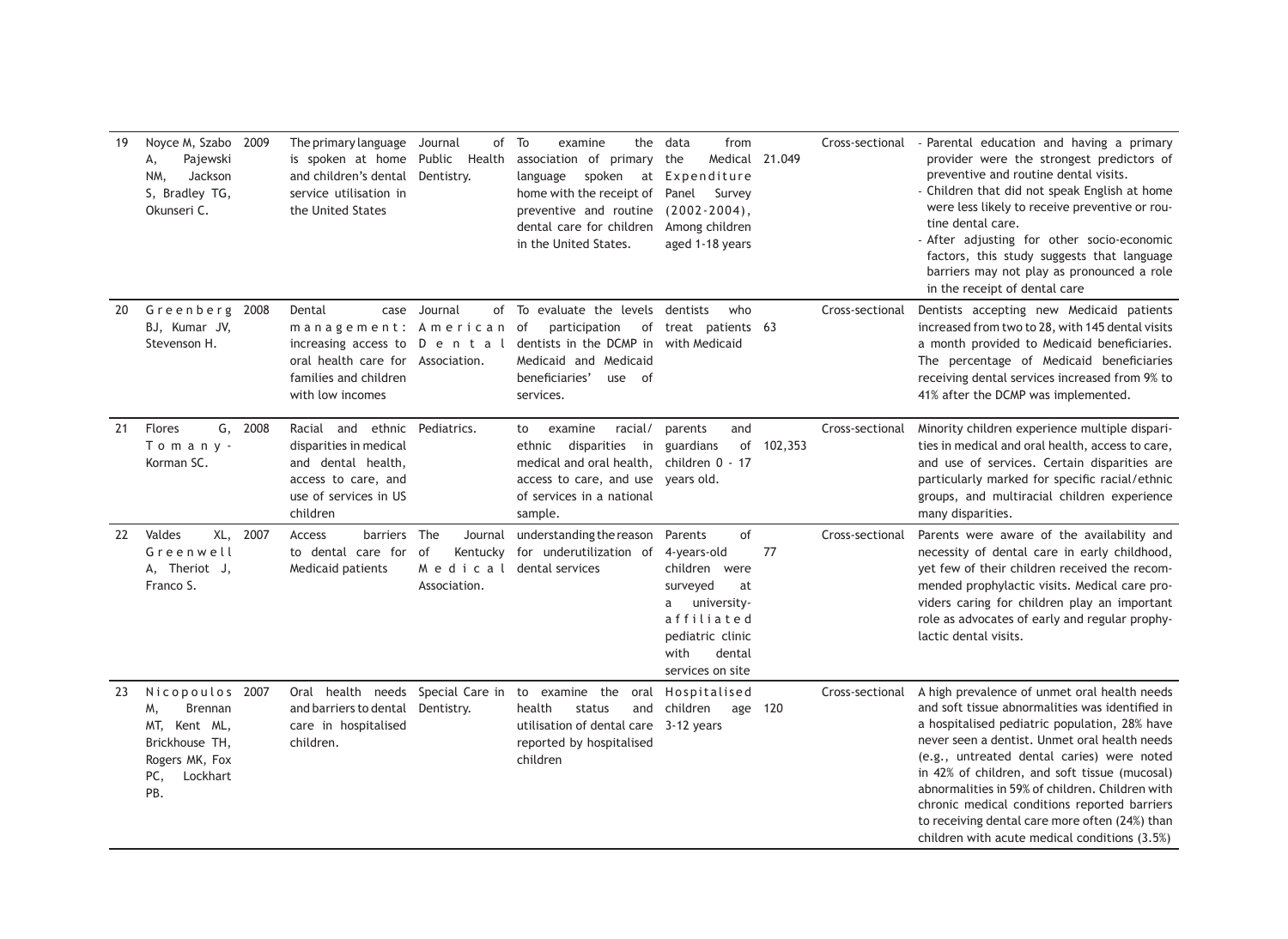| 19 | Noyce M, Szabo A, Pajewski NM, Jackson S, Bradley TG, Okunseri C. | 2009 | The primary language is spoken at home and children's dental service utilisation in the United States | Journal of Public Health Dentistry. | To examine the association of primary language spoken at home with the receipt of preventive and routine dental care for children in the United States. | data from the Medical Expenditure Panel Survey (2002-2004), Among children aged 1-18 years | 21.049 | Cross-sectional | - Parental education and having a primary provider were the strongest predictors of preventive and routine dental visits.<br>- Children that did not speak English at home were less likely to receive preventive or routine dental care.<br>- After adjusting for other socio-economic factors, this study suggests that language barriers may not play as pronounced a role in the receipt of dental care |
|---|---|---|---|---|---|---|---|---|---|
| 20 | Greenberg BJ, Kumar JV, Stevenson H. | 2008 | Dental case management: increasing access to oral health care for families and children with low incomes | Journal of American Dental Association. | To evaluate the levels of participation of dentists in the DCMP in Medicaid and Medicaid beneficiaries' use of services. | dentists who treat patients with Medicaid | 63 | Cross-sectional | Dentists accepting new Medicaid patients increased from two to 28, with 145 dental visits a month provided to Medicaid beneficiaries. The percentage of Medicaid beneficiaries receiving dental services increased from 9% to 41% after the DCMP was implemented. |
| 21 | Flores G, Tomany-Korman SC. | 2008 | Racial and ethnic disparities in medical and dental health, access to care, and use of services in US children | Pediatrics. | to examine racial/ethnic disparities in medical and oral health, access to care, and use of services in a national sample. | parents and guardians of children 0 - 17 years old. | 102,353 | Cross-sectional | Minority children experience multiple disparities in medical and oral health, access to care, and use of services. Certain disparities are particularly marked for specific racial/ethnic groups, and multiracial children experience many disparities. |
| 22 | Valdes XL, Greenwell A, Theriot J, Franco S. | 2007 | Access barriers to dental care for Medicaid patients | The Journal of Kentucky Medical Association. | understanding the reason for underutilization of dental services | Parents of 4-years-old children were surveyed at a university-affiliated pediatric clinic with dental services on site | 77 | Cross-sectional | Parents were aware of the availability and necessity of dental care in early childhood, yet few of their children received the recommended prophylactic visits. Medical care providers caring for children play an important role as advocates of early and regular prophylactic dental visits. |
| 23 | Nicopoulos M, Brennan MT, Kent ML, Brickhouse TH, Rogers MK, Fox PC, Lockhart PB. | 2007 | Oral health needs and barriers to dental care in hospitalised children. | Special Care in Dentistry. | to examine the oral health status and utilisation of dental care reported by hospitalised children | Hospitalised children age 3-12 years | 120 | Cross-sectional | A high prevalence of unmet oral health needs and soft tissue abnormalities was identified in a hospitalised pediatric population, 28% have never seen a dentist. Unmet oral health needs (e.g., untreated dental caries) were noted in 42% of children, and soft tissue (mucosal) abnormalities in 59% of children. Children with chronic medical conditions reported barriers to receiving dental care more often (24%) than children with acute medical conditions (3.5%) |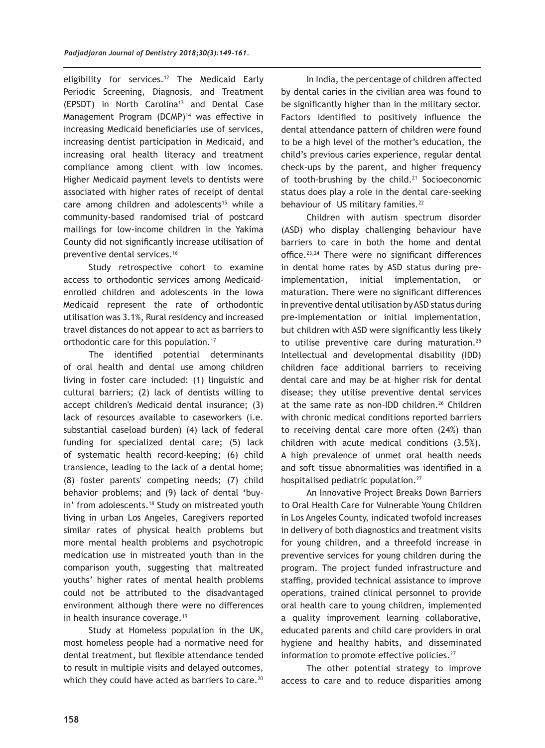eligibility for services.[12] The Medicaid Early Periodic Screening, Diagnosis, and Treatment (EPSDT) in North Carolina[13] and Dental Case Management Program (DCMP)[14] was effective in increasing Medicaid beneficiaries use of services, increasing dentist participation in Medicaid, and increasing oral health literacy and treatment compliance among client with low incomes. Higher Medicaid payment levels to dentists were associated with higher rates of receipt of dental care among children and adolescents[15] while a community-based randomised trial of postcard mailings for low-income children in the Yakima County did not significantly increase utilisation of preventive dental services.[16]

Study retrospective cohort to examine access to orthodontic services among Medicaid-enrolled children and adolescents in the Iowa Medicaid represent the rate of orthodontic utilisation was 3.1%, Rural residency and increased travel distances do not appear to act as barriers to orthodontic care for this population.[17]

The identified potential determinants of oral health and dental use among children living in foster care included: (1) linguistic and cultural barriers; (2) lack of dentists willing to accept children's Medicaid dental insurance; (3) lack of resources available to caseworkers (i.e. substantial caseload burden) (4) lack of federal funding for specialized dental care; (5) lack of systematic health record-keeping; (6) child transience, leading to the lack of a dental home; (8) foster parents' competing needs; (7) child behavior problems; and (9) lack of dental 'buy-in' from adolescents.[18] Study on mistreated youth living in urban Los Angeles, Caregivers reported similar rates of physical health problems but more mental health problems and psychotropic medication use in mistreated youth than in the comparison youth, suggesting that maltreated youths' higher rates of mental health problems could not be attributed to the disadvantaged environment although there were no differences in health insurance coverage.[19]

Study at Homeless population in the UK, most homeless people had a normative need for dental treatment, but flexible attendance tended to result in multiple visits and delayed outcomes, which they could have acted as barriers to care.[20]

In India, the percentage of children affected by dental caries in the civilian area was found to be significantly higher than in the military sector. Factors identified to positively influence the dental attendance pattern of children were found to be a high level of the mother's education, the child's previous caries experience, regular dental check-ups by the parent, and higher frequency of tooth-brushing by the child.[21] Socioeconomic status does play a role in the dental care-seeking behaviour of US military families.[22]

Children with autism spectrum disorder (ASD) who display challenging behaviour have barriers to care in both the home and dental office.[23,24] There were no significant differences in dental home rates by ASD status during pre-implementation, initial implementation, or maturation. There were no significant differences in preventive dental utilisation by ASD status during pre-implementation or initial implementation, but children with ASD were significantly less likely to utilise preventive care during maturation.[25] Intellectual and developmental disability (IDD) children face additional barriers to receiving dental care and may be at higher risk for dental disease; they utilise preventive dental services at the same rate as non-IDD children.[26] Children with chronic medical conditions reported barriers to receiving dental care more often (24%) than children with acute medical conditions (3.5%). A high prevalence of unmet oral health needs and soft tissue abnormalities was identified in a hospitalised pediatric population.[27]

An Innovative Project Breaks Down Barriers to Oral Health Care for Vulnerable Young Children in Los Angeles County, indicated twofold increases in delivery of both diagnostics and treatment visits for young children, and a threefold increase in preventive services for young children during the program. The project funded infrastructure and staffing, provided technical assistance to improve operations, trained clinical personnel to provide oral health care to young children, implemented a quality improvement learning collaborative, educated parents and child care providers in oral hygiene and healthy habits, and disseminated information to promote effective policies.[27]

The other potential strategy to improve access to care and to reduce disparities among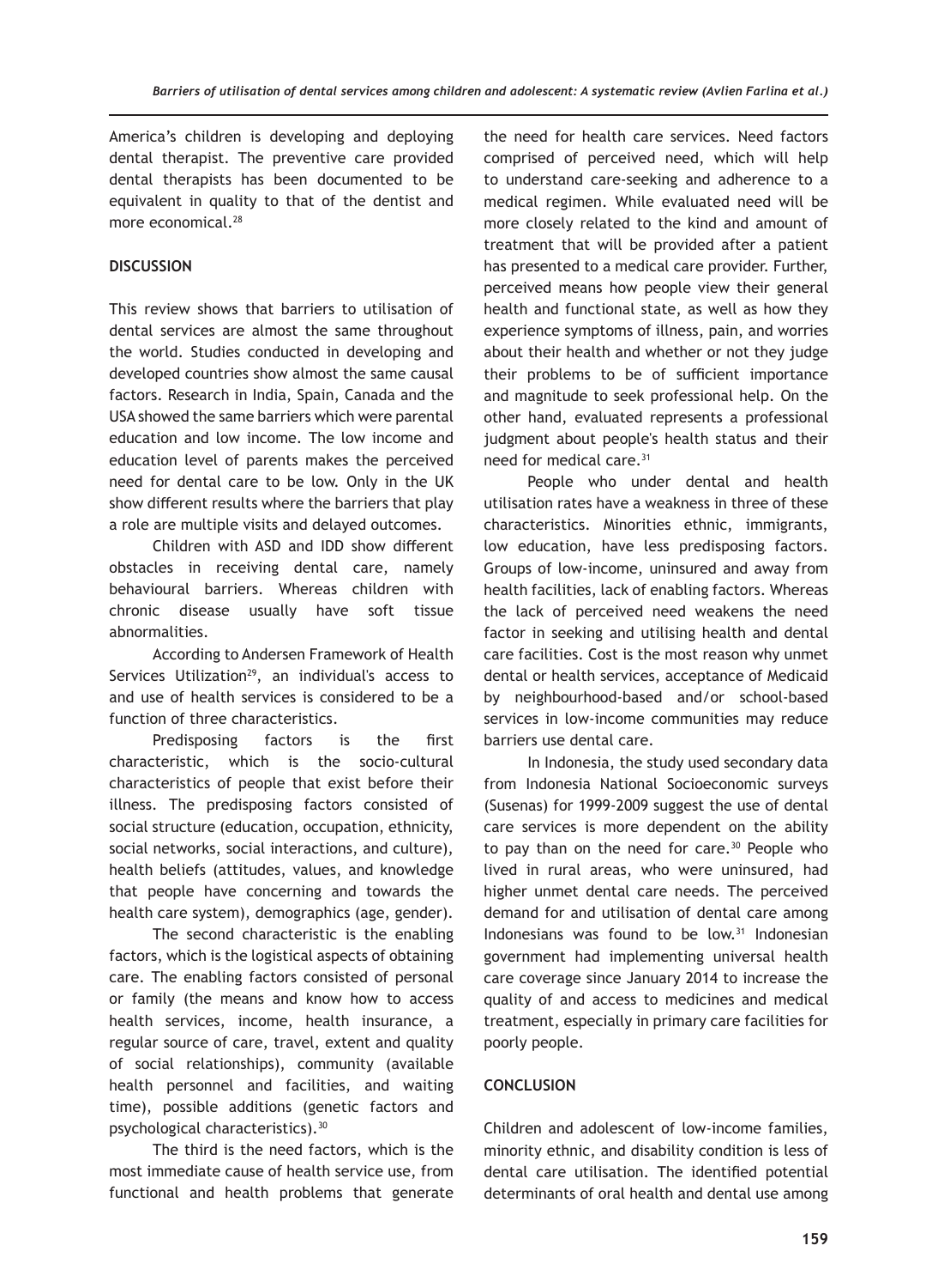America's children is developing and deploying dental therapist. The preventive care provided dental therapists has been documented to be equivalent in quality to that of the dentist and more economical.[28]

## DISCUSSION

This review shows that barriers to utilisation of dental services are almost the same throughout the world. Studies conducted in developing and developed countries show almost the same causal factors. Research in India, Spain, Canada and the USA showed the same barriers which were parental education and low income. The low income and education level of parents makes the perceived need for dental care to be low. Only in the UK show different results where the barriers that play a role are multiple visits and delayed outcomes.

Children with ASD and IDD show different obstacles in receiving dental care, namely behavioural barriers. Whereas children with chronic disease usually have soft tissue abnormalities.

According to Andersen Framework of Health Services Utilization[29], an individual's access to and use of health services is considered to be a function of three characteristics.

Predisposing factors is the first characteristic, which is the socio-cultural characteristics of people that exist before their illness. The predisposing factors consisted of social structure (education, occupation, ethnicity, social networks, social interactions, and culture), health beliefs (attitudes, values, and knowledge that people have concerning and towards the health care system), demographics (age, gender).

The second characteristic is the enabling factors, which is the logistical aspects of obtaining care. The enabling factors consisted of personal or family (the means and know how to access health services, income, health insurance, a regular source of care, travel, extent and quality of social relationships), community (available health personnel and facilities, and waiting time), possible additions (genetic factors and psychological characteristics).[30]

The third is the need factors, which is the most immediate cause of health service use, from functional and health problems that generate the need for health care services. Need factors comprised of perceived need, which will help to understand care-seeking and adherence to a medical regimen. While evaluated need will be more closely related to the kind and amount of treatment that will be provided after a patient has presented to a medical care provider. Further, perceived means how people view their general health and functional state, as well as how they experience symptoms of illness, pain, and worries about their health and whether or not they judge their problems to be of sufficient importance and magnitude to seek professional help. On the other hand, evaluated represents a professional judgment about people's health status and their need for medical care.[31]

People who under dental and health utilisation rates have a weakness in three of these characteristics. Minorities ethnic, immigrants, low education, have less predisposing factors. Groups of low-income, uninsured and away from health facilities, lack of enabling factors. Whereas the lack of perceived need weakens the need factor in seeking and utilising health and dental care facilities. Cost is the most reason why unmet dental or health services, acceptance of Medicaid by neighbourhood-based and/or school-based services in low-income communities may reduce barriers use dental care.

In Indonesia, the study used secondary data from Indonesia National Socioeconomic surveys (Susenas) for 1999-2009 suggest the use of dental care services is more dependent on the ability to pay than on the need for care.[30] People who lived in rural areas, who were uninsured, had higher unmet dental care needs. The perceived demand for and utilisation of dental care among Indonesians was found to be low.[31] Indonesian government had implementing universal health care coverage since January 2014 to increase the quality of and access to medicines and medical treatment, especially in primary care facilities for poorly people.

## CONCLUSION

Children and adolescent of low-income families, minority ethnic, and disability condition is less of dental care utilisation. The identified potential determinants of oral health and dental use among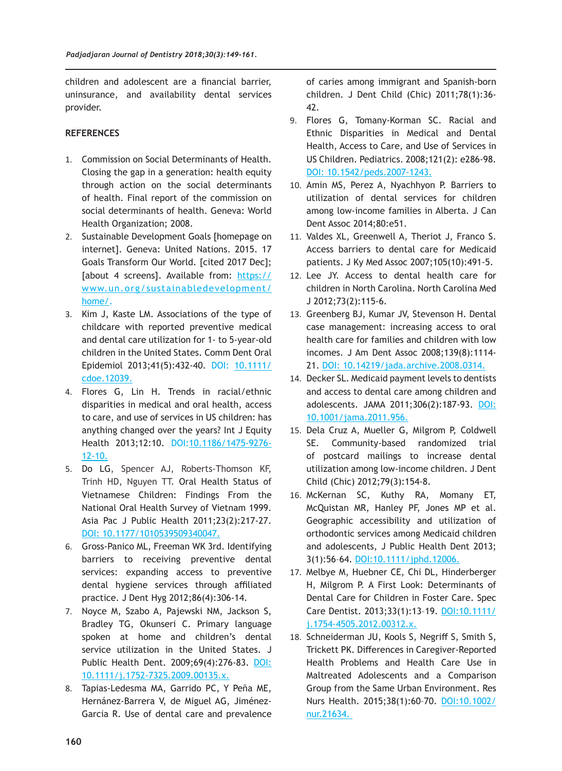children and adolescent are a financial barrier, uninsurance, and availability dental services provider.

## REFERENCES

1. Commission on Social Determinants of Health. Closing the gap in a generation: health equity through action on the social determinants of health. Final report of the commission on social determinants of health. Geneva: World Health Organization; 2008.
2. Sustainable Development Goals [homepage on internet]. Geneva: United Nations. 2015. 17 Goals Transform Our World. [cited 2017 Dec]; [about 4 screens]. Available from: https://www.un.org/sustainabledevelopment/home/.
3. Kim J, Kaste LM. Associations of the type of childcare with reported preventive medical and dental care utilization for 1- to 5-year-old children in the United States. Comm Dent Oral Epidemiol 2013;41(5):432-40. DOI: 10.1111/cdoe.12039.
4. Flores G, Lin H. Trends in racial/ethnic disparities in medical and oral health, access to care, and use of services in US children: has anything changed over the years? Int J Equity Health 2013;12:10. DOI:10.1186/1475-9276-12-10.
5. Do LG, Spencer AJ, Roberts-Thomson KF, Trinh HD, Nguyen TT. Oral Health Status of Vietnamese Children: Findings From the National Oral Health Survey of Vietnam 1999. Asia Pac J Public Health 2011;23(2):217-27. DOI: 10.1177/1010539509340047.
6. Gross-Panico ML, Freeman WK 3rd. Identifying barriers to receiving preventive dental services: expanding access to preventive dental hygiene services through affiliated practice. J Dent Hyg 2012;86(4):306-14.
7. Noyce M, Szabo A, Pajewski NM, Jackson S, Bradley TG, Okunseri C. Primary language spoken at home and children's dental service utilization in the United States. J Public Health Dent. 2009;69(4):276-83. DOI: 10.1111/j.1752-7325.2009.00135.x.
8. Tapias-Ledesma MA, Garrido PC, Y Peña ME, Hernánez-Barrera V, de Miguel AG, Jiménez-Garcia R. Use of dental care and prevalence of caries among immigrant and Spanish-born children. J Dent Child (Chic) 2011;78(1):36-42.
9. Flores G, Tomany-Korman SC. Racial and Ethnic Disparities in Medical and Dental Health, Access to Care, and Use of Services in US Children. Pediatrics. 2008;121(2): e286-98. DOI: 10.1542/peds.2007-1243.
10. Amin MS, Perez A, Nyachhyon P. Barriers to utilization of dental services for children among low-income families in Alberta. J Can Dent Assoc 2014;80:e51.
11. Valdes XL, Greenwell A, Theriot J, Franco S. Access barriers to dental care for Medicaid patients. J Ky Med Assoc 2007;105(10):491-5.
12. Lee JY. Access to dental health care for children in North Carolina. North Carolina Med J 2012;73(2):115-6.
13. Greenberg BJ, Kumar JV, Stevenson H. Dental case management: increasing access to oral health care for families and children with low incomes. J Am Dent Assoc 2008;139(8):1114-21. DOI: 10.14219/jada.archive.2008.0314.
14. Decker SL. Medicaid payment levels to dentists and access to dental care among children and adolescents. JAMA 2011;306(2):187-93. DOI: 10.1001/jama.2011.956.
15. Dela Cruz A, Mueller G, Milgrom P, Coldwell SE. Community-based randomized trial of postcard mailings to increase dental utilization among low-income children. J Dent Child (Chic) 2012;79(3):154-8.
16. McKernan SC, Kuthy RA, Momany ET, McQuistan MR, Hanley PF, Jones MP et al. Geographic accessibility and utilization of orthodontic services among Medicaid children and adolescents, J Public Health Dent 2013; 3(1):56-64. DOI:10.1111/jphd.12006.
17. Melbye M, Huebner CE, Chi DL, Hinderberger H, Milgrom P. A First Look: Determinants of Dental Care for Children in Foster Care. Spec Care Dentist. 2013;33(1):13–19. DOI:10.1111/j.1754-4505.2012.00312.x.
18. Schneiderman JU, Kools S, Negriff S, Smith S, Trickett PK. Differences in Caregiver-Reported Health Problems and Health Care Use in Maltreated Adolescents and a Comparison Group from the Same Urban Environment. Res Nurs Health. 2015;38(1):60–70. DOI:10.1002/nur.21634.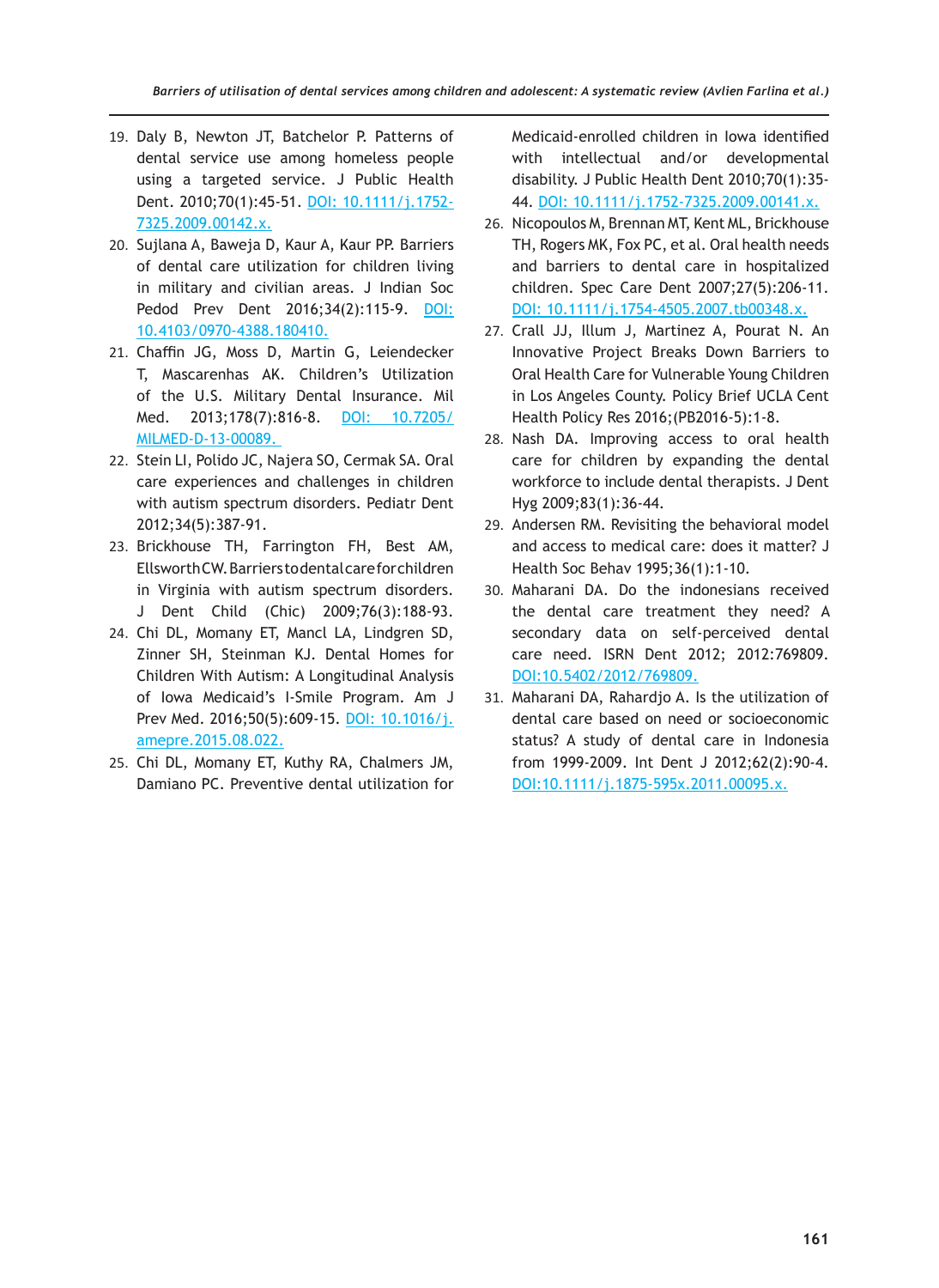19. Daly B, Newton JT, Batchelor P. Patterns of dental service use among homeless people using a targeted service. J Public Health Dent. 2010;70(1):45-51. DOI: 10.1111/j.1752-7325.2009.00142.x.
20. Sujlana A, Baweja D, Kaur A, Kaur PP. Barriers of dental care utilization for children living in military and civilian areas. J Indian Soc Pedod Prev Dent 2016;34(2):115-9. DOI: 10.4103/0970-4388.180410.
21. Chaffin JG, Moss D, Martin G, Leiendecker T, Mascarenhas AK. Children's Utilization of the U.S. Military Dental Insurance. Mil Med. 2013;178(7):816-8. DOI: 10.7205/MILMED-D-13-00089.
22. Stein LI, Polido JC, Najera SO, Cermak SA. Oral care experiences and challenges in children with autism spectrum disorders. Pediatr Dent 2012;34(5):387-91.
23. Brickhouse TH, Farrington FH, Best AM, Ellsworth CW. Barriers to dental care for children in Virginia with autism spectrum disorders. J Dent Child (Chic) 2009;76(3):188-93.
24. Chi DL, Momany ET, Mancl LA, Lindgren SD, Zinner SH, Steinman KJ. Dental Homes for Children With Autism: A Longitudinal Analysis of Iowa Medicaid's I-Smile Program. Am J Prev Med. 2016;50(5):609-15. DOI: 10.1016/j.amepre.2015.08.022.
25. Chi DL, Momany ET, Kuthy RA, Chalmers JM, Damiano PC. Preventive dental utilization for Medicaid-enrolled children in Iowa identified with intellectual and/or developmental disability. J Public Health Dent 2010;70(1):35-44. DOI: 10.1111/j.1752-7325.2009.00141.x.
26. Nicopoulos M, Brennan MT, Kent ML, Brickhouse TH, Rogers MK, Fox PC, et al. Oral health needs and barriers to dental care in hospitalized children. Spec Care Dent 2007;27(5):206-11. DOI: 10.1111/j.1754-4505.2007.tb00348.x.
27. Crall JJ, Illum J, Martinez A, Pourat N. An Innovative Project Breaks Down Barriers to Oral Health Care for Vulnerable Young Children in Los Angeles County. Policy Brief UCLA Cent Health Policy Res 2016;(PB2016-5):1-8.
28. Nash DA. Improving access to oral health care for children by expanding the dental workforce to include dental therapists. J Dent Hyg 2009;83(1):36-44.
29. Andersen RM. Revisiting the behavioral model and access to medical care: does it matter? J Health Soc Behav 1995;36(1):1-10.
30. Maharani DA. Do the indonesians received the dental care treatment they need? A secondary data on self-perceived dental care need. ISRN Dent 2012; 2012:769809. DOI:10.5402/2012/769809.
31. Maharani DA, Rahardjo A. Is the utilization of dental care based on need or socioeconomic status? A study of dental care in Indonesia from 1999-2009. Int Dent J 2012;62(2):90-4. DOI:10.1111/j.1875-595x.2011.00095.x.